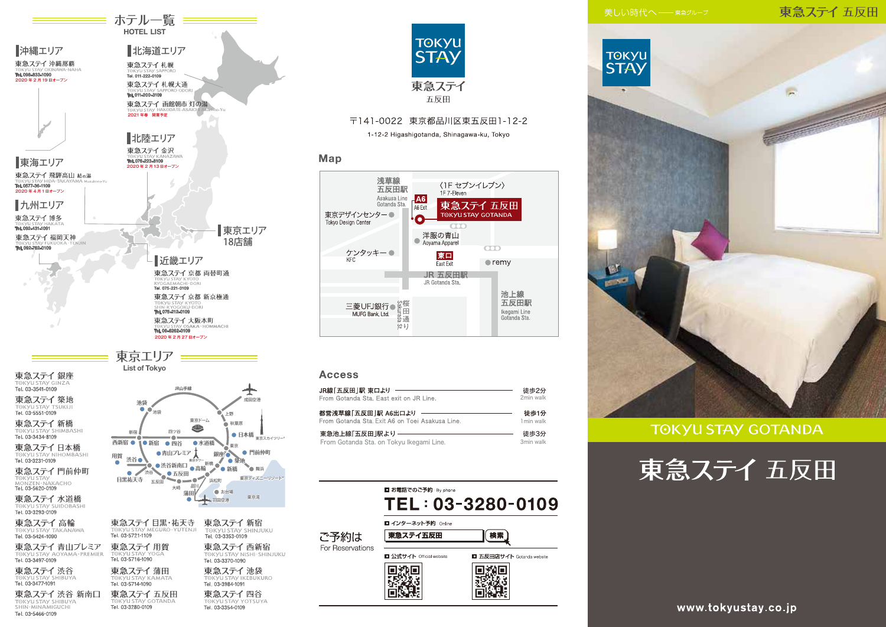# ホテル一覧
HOTEL LIST

## 沖縄エリア

東急ステイ 沖縄那覇
TOKYU STAY OKINAWA-NAHA
Tel. 098-833-1090
2020 年 2 月 19 日オープン

## 北海道エリア

東急ステイ 札幌
TOKYU STAY SAPPORO
Tel. 011-222-0109

東急ステイ 札幌大通
TOKYU STAY SAPPORO-ODORI
Tel. 011-200-3109

東急ステイ 函館朝市 灯の湯
TOKYU STAY HAKODATE-ASAICHI Akari-no-Yu
2021 年春　開業予定

## 北陸エリア

東急ステイ 金沢
TOKYU STAY KANAZAWA
Tel. 076-223-8109
2020 年 2 月 13 日オープン

## 東海エリア

東急ステイ 飛騨高山 結の湯
TOKYU STAY HIDA-TAKAYAMA Musubi-no-Yu
Tel. 0577-36-1109
2020 年 4 月 1 日オープン

## 九州エリア

東急ステイ 博多
TOKYU STAY HAKATA
Tel. 092-431-1091

東急ステイ 福岡天神
TOKYU STAY FUKUOKA-TENJIN
Tel. 092-752-0109

## 東京エリア

18店舗

## 近畿エリア

東急ステイ 京都 両替町通
TOKYU STAY KYOTO RYOGAEMACHI-DORI
Tel. 075-221-0109

東急ステイ 京都 新京極通
TOKYU STAY KYOTO SHIN-KYOGOKU-DORI
Tel. 075-212-0109

東急ステイ 大阪本町
TOKYU STAY OSAKA-HOMMACHI
Tel. 06-6262-0109
2020 年 2 月 27 日オープン

# 東京エリア
List of Tokyo

東急ステイ 銀座
TOKYU STAY GINZA
Tel. 03-3541-0109

東急ステイ 築地
TOKYU STAY TSUKIJI
Tel. 03-5551-0109

東急ステイ 新橋
TOKYU STAY SHIMBASHI
Tel. 03-3434-8109

東急ステイ 日本橋
TOKYU STAY NIHOMBASHI
Tel. 03-3231-0109

東急ステイ 門前仲町
TOKYU STAY MONZEN-NAKACHO
Tel. 03-5620-0109

東急ステイ 水道橋
TOKYU STAY SUIDOBASHI
Tel. 03-3293-0109

東急ステイ 高輪
TOKYU STAY TAKANAWA
Tel. 03-5424-1090

東急ステイ 青山プレミア
TOKYU STAY AOYAMA-PREMIER
Tel. 03-3497-0109

東急ステイ 渋谷
TOKYU STAY SHIBUYA
Tel. 03-3477-1091

東急ステイ 渋谷 新南口
TOKYU STAY SHIBUYA SHIN-MINAMIGUCHI
Tel. 03-5466-0109

東急ステイ 目黒・祐天寺
TOKYU STAY MEGURO-YUTENJI
Tel. 03-5721-1109

東急ステイ 用賀
TOKYU STAY YOGA
Tel. 03-5716-1090

東急ステイ 蒲田
TOKYU STAY KAMATA
Tel. 03-5714-1090

東急ステイ 五反田
TOKYU STAY GOTANDA
Tel. 03-3280-0109

東急ステイ 新宿
TOKYU STAY SHINJUKU
Tel. 03-3353-0109

東急ステイ 西新宿
TOKYU STAY NISHI-SHINJUKU
Tel. 03-3370-1090

東急ステイ 池袋
TOKYU STAY IKEBUKURO
Tel. 03-3984-1091

東急ステイ 四谷
TOKYU STAY YOTSUYA
Tel. 03-3354-0109

---

TOKYU STAY
東急ステイ
五反田

〒141-0022　東京都品川区東五反田1-12-2
1-12-2 Higashigotanda, Shinagawa-ku, Tokyo

## Map

〈1F セブンイレブン〉 1F 7-Eleven
東急ステイ 五反田 TOKYU STAY GOTANDA

## Access

| | |
|---|---|
| JR線「五反田」駅 東口より From Gotanda Sta. East exit on JR Line. | 徒歩2分 2min walk |
| 都営浅草線「五反田」駅 A6出口より From Gotanda Sta. Exit A6 on Toei Asakusa Line. | 徒歩1分 1min walk |
| 東急池上線「五反田」駅より From Gotanda Sta. on Tokyu Ikegami Line. | 徒歩3分 3min walk |

## ご予約は
For Reservations

■ お電話でのご予約 By phone
**TEL : 03-3280-0109**

■ インターネット予約 Online
東急ステイ五反田 検索

■ 公式サイト Official website
■ 五反田店サイト Gotanda website

---

美しい時代へ ―― 東急グループ

東急ステイ 五反田

TOKYU STAY GOTANDA

# 東急ステイ 五反田

www.tokyustay.co.jp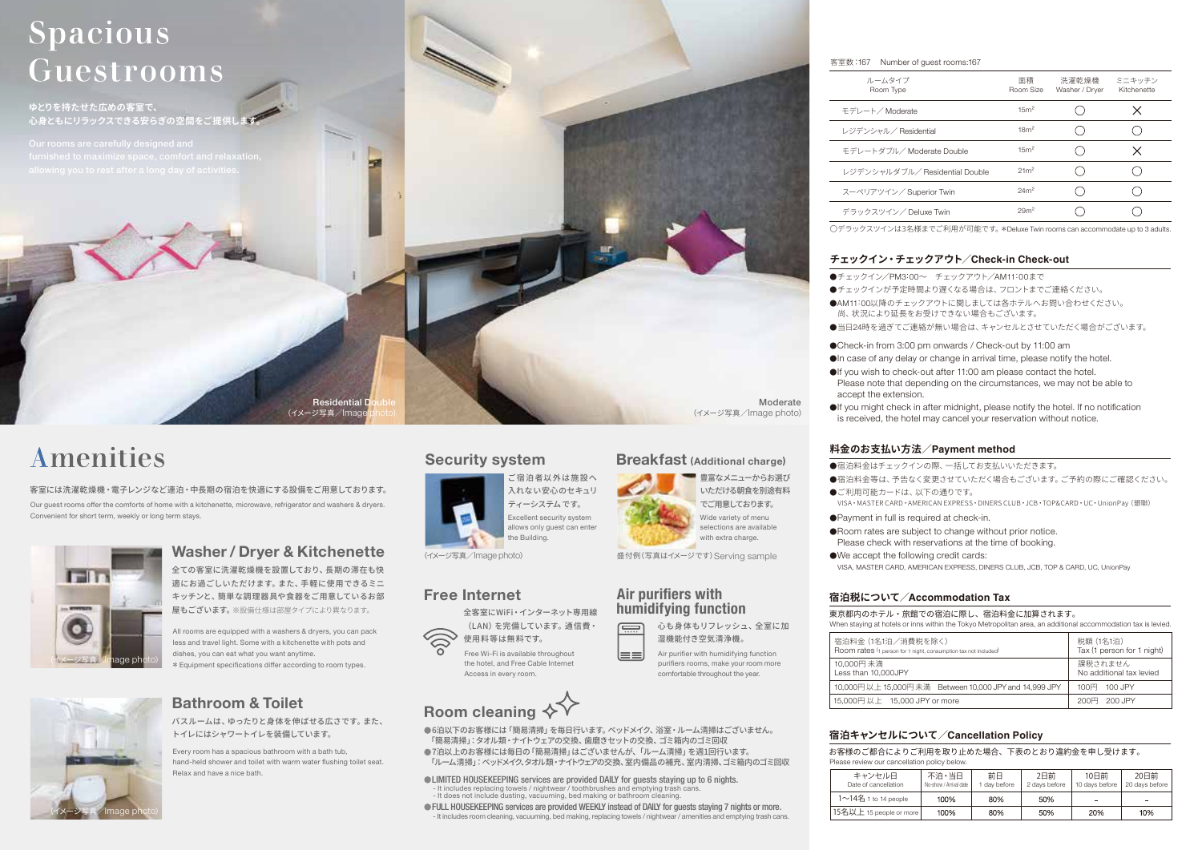# Spacious Guestrooms

ゆとりを持たせた広めの客室で、
心身ともにリラックスできる安らぎの空間をご提供します。

Our rooms are carefully designed and furnished to maximize space, comfort and relaxation, allowing you to rest after a long day of activities.

Residential Double
(イメージ写真/Image photo)

Moderate
(イメージ写真/Image photo)

# Amenities

客室には洗濯乾燥機・電子レンジなど連泊・中長期の宿泊を快適にする設備をご用意しております。

Our guest rooms offer the comforts of home with a kitchenette, microwave, refrigerator and washers & dryers. Convenient for short term, weekly or long term stays.

## Washer / Dryer & Kitchenette

全ての客室に洗濯乾燥機を設置しており、長期の滞在も快適にお過ごしいただけます。また、手軽に使用できるミニキッチンと、簡単な調理器具や食器をご用意しているお部屋もございます。※設備仕様は部屋タイプにより異なります。

All rooms are equipped with a washers & dryers, you can pack less and travel light. Some with a kitchenette with pots and dishes, you can eat what you want anytime.
* Equipment specifications differ according to room types.

(イメージ写真/Image photo)

## Bathroom & Toilet

バスルームは、ゆったりと身体を伸ばせる広さです。また、トイレにはシャワートイレを装備しています。

Every room has a spacious bathroom with a bath tub, hand-held shower and toilet with warm water flushing toilet seat. Relax and have a nice bath.

(イメージ写真/Image photo)

## Security system

ご宿泊者以外は施設へ入れない安心のセキュリティーシステムです。

Excellent security system allows only guest can enter the Building.

(イメージ写真/Image photo)

## Breakfast (Additional charge)

豊富なメニューからお選びいただける朝食を別途有料でご用意しております。

Wide variety of menu selections are available with extra charge.

盛付例(写真はイメージです) Serving sample

## Free Internet

全客室にWiFi・インターネット専用線(LAN)を完備しています。通信費・使用料等は無料です。

Free Wi-Fi is available throughout the hotel, and Free Cable Internet Access in every room.

## Air purifiers with humidifying function

心も身体もリフレッシュ、全室に加湿機能付き空気清浄機。

Air purifier with humidifying function purifiers rooms, make your room more comfortable throughout the year.

## Room cleaning

●6泊以下のお客様には「簡易清掃」を毎日行います。ベッドメイク、浴室・ルーム清掃はございません。
「簡易清掃」:タオル類・ナイトウェアの交換、歯磨きセットの交換、ゴミ箱内のゴミ回収
●7泊以上のお客様には毎日の「簡易清掃」はございませんが、「ルーム清掃」を週1回行います。
「ルーム清掃」:ベッドメイク、タオル類・ナイトウェアの交換、室内備品の補充、室内清掃、ゴミ箱内のゴミ回収

●LIMITED HOUSEKEEPING services are provided DAILY for guests staying up to 6 nights.
- It includes replacing towels / nightwear / toothbrushes and emptying trash cans.
- It does not include dusting, vacuuming, bed making or bathroom cleaning.
●FULL HOUSEKEEPING services are provided WEEKLY instead of DAILY for guests staying 7 nights or more.
- It includes room cleaning, vacuuming, bed making, replacing towels / nightwear / amenities and emptying trash cans.

客室数:167 Number of guest rooms:167

| ルームタイプ Room Type | 面積 Room Size | 洗濯乾燥機 Washer / Dryer | ミニキッチン Kitchenette |
|---|---|---|---|
| モデレート/Moderate | 15m² | ○ | × |
| レジデンシャル/Residential | 18m² | ○ | ○ |
| モデレートダブル/Moderate Double | 15m² | ○ | × |
| レジデンシャルダブル/Residential Double | 21m² | ○ | ○ |
| スーペリアツイン/Superior Twin | 24m² | ○ | ○ |
| デラックスツイン/Deluxe Twin | 29m² | ○ | ○ |

○デラックスツインは3名様までご利用が可能です。*Deluxe Twin rooms can accommodate up to 3 adults.

## チェックイン・チェックアウト/Check-in Check-out

●チェックイン/PM3:00~ チェックアウト/AM11:00まで
●チェックインが予定時間より遅くなる場合は、フロントまでご連絡ください。
●AM11:00以降のチェックアウトに関しましては各ホテルへお問い合わせください。
尚、状況により延長をお受けできない場合もございます。
●当日24時を過ぎてご連絡が無い場合は、キャンセルとさせていただく場合がございます。

●Check-in from 3:00 pm onwards / Check-out by 11:00 am
●In case of any delay or change in arrival time, please notify the hotel.
●If you wish to check-out after 11:00 am please contact the hotel.
Please note that depending on the circumstances, we may not be able to accept the extension.
●If you might check in after midnight, please notify the hotel. If no notification is received, the hotel may cancel your reservation without notice.

## 料金のお支払い方法/Payment method

●宿泊料金はチェックインの際、一括してお支払いいただきます。
●宿泊料金等は、予告なく変更させていただく場合もございます。ご予約の際にご確認ください。
●ご利用可能カードは、以下の通りです。
VISA・MASTER CARD・AMERICAN EXPRESS・DINERS CLUB・JCB・TOP&CARD・UC・UnionPay(銀聯)
●Payment in full is required at check-in.
●Room rates are subject to change without prior notice.
Please check with reservations at the time of booking.
●We accept the following credit cards:
VISA, MASTER CARD, AMERICAN EXPRESS, DINERS CLUB, JCB, TOP & CARD, UC, UnionPay

## 宿泊税について/Accommodation Tax

東京都内のホテル・旅館での宿泊に際し、宿泊料金に加算されます。
When staying at hotels or inns within the Tokyo Metropolitan area, an additional accommodation tax is levied.

| 宿泊料金(1名1泊/消費税を除く) Room rates (1 person for 1 night, consumption tax not included) | 税額(1名1泊) Tax (1 person for 1 night) |
|---|---|
| 10,000円未満 Less than 10,000JPY | 課税されません No additional tax levied |
| 10,000円以上15,000円未満 Between 10,000 JPY and 14,999 JPY | 100円 100 JPY |
| 15,000円以上 15,000 JPY or more | 200円 200 JPY |

## 宿泊キャンセルについて/Cancellation Policy

お客様のご都合によりご利用を取り止めた場合、下表のとおり違約金を申し受けます。
Please review our cancellation policy below.

| キャンセル日 Date of cancellation | 不泊・当日 No-show / Arrival date | 前日 1 day before | 2日前 2 days before | 10日前 10 days before | 20日前 20 days before |
|---|---|---|---|---|---|
| 1~14名 1 to 14 people | 100% | 80% | 50% | - | - |
| 15名以上 15 people or more | 100% | 80% | 50% | 20% | 10% |